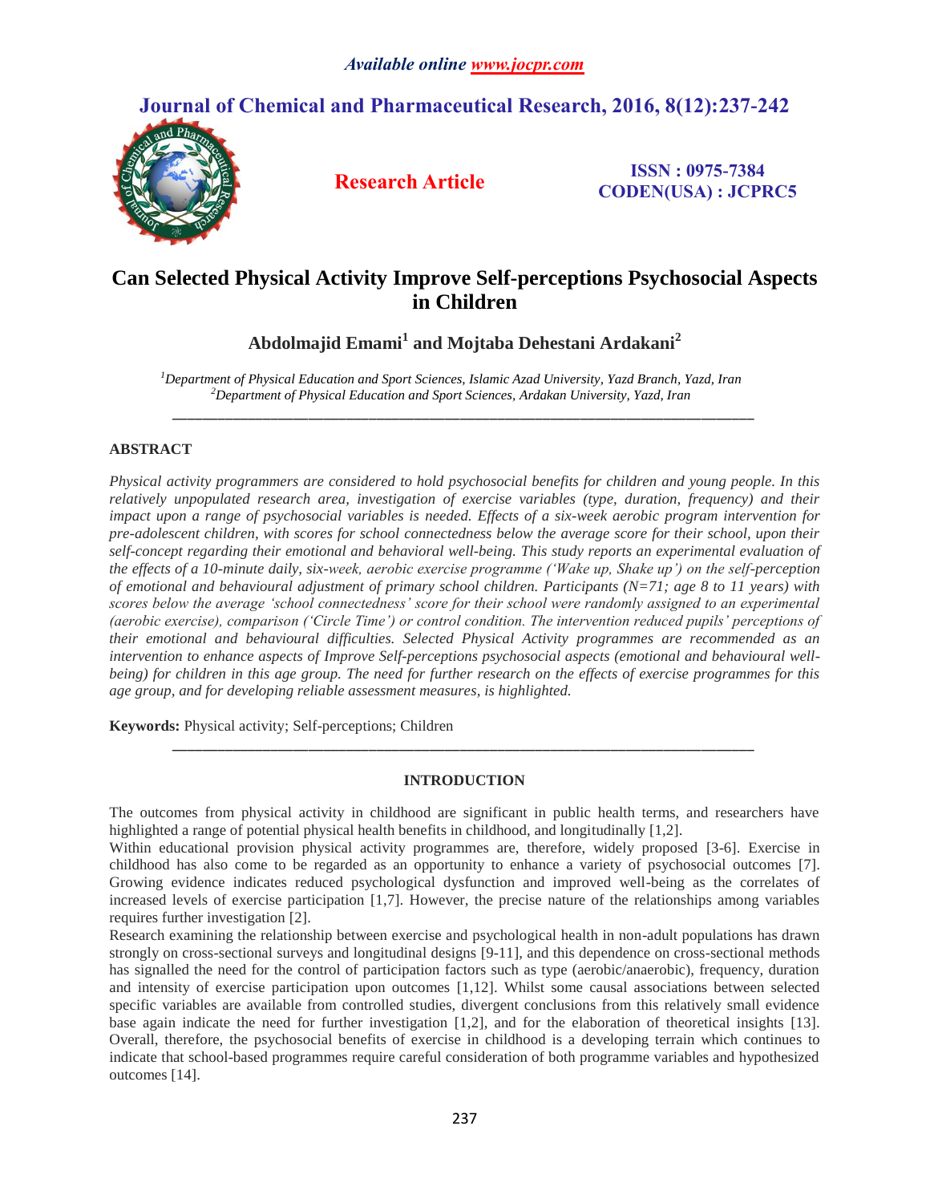*Available online www.jocpr.com*

# Journal of Chemical and Pharmaceutical Research, 2016, 8(12):237-242

**Research Article**

**ISSN : 0975-7384**
**CODEN(USA) : JCPRC5**

# Can Selected Physical Activity Improve Self-perceptions Psychosocial Aspects in Children

**Abdolmajid Emami[1] and Mojtaba Dehestani Ardakani[2]**

*[1]Department of Physical Education and Sport Sciences, Islamic Azad University, Yazd Branch, Yazd, Iran*
*[2]Department of Physical Education and Sport Sciences, Ardakan University, Yazd, Iran*

---

## ABSTRACT

*Physical activity programmers are considered to hold psychosocial benefits for children and young people. In this relatively unpopulated research area, investigation of exercise variables (type, duration, frequency) and their impact upon a range of psychosocial variables is needed. Effects of a six-week aerobic program intervention for pre-adolescent children, with scores for school connectedness below the average score for their school, upon their self-concept regarding their emotional and behavioral well-being. This study reports an experimental evaluation of the effects of a 10-minute daily, six-week, aerobic exercise programme ('Wake up, Shake up') on the self-perception of emotional and behavioural adjustment of primary school children. Participants (N=71; age 8 to 11 years) with scores below the average 'school connectedness' score for their school were randomly assigned to an experimental (aerobic exercise), comparison ('Circle Time') or control condition. The intervention reduced pupils' perceptions of their emotional and behavioural difficulties. Selected Physical Activity programmes are recommended as an intervention to enhance aspects of Improve Self-perceptions psychosocial aspects (emotional and behavioural well-being) for children in this age group. The need for further research on the effects of exercise programmes for this age group, and for developing reliable assessment measures, is highlighted.*

**Keywords:** Physical activity; Self-perceptions; Children

---

## INTRODUCTION

The outcomes from physical activity in childhood are significant in public health terms, and researchers have highlighted a range of potential physical health benefits in childhood, and longitudinally [1,2].

Within educational provision physical activity programmes are, therefore, widely proposed [3-6]. Exercise in childhood has also come to be regarded as an opportunity to enhance a variety of psychosocial outcomes [7]. Growing evidence indicates reduced psychological dysfunction and improved well-being as the correlates of increased levels of exercise participation [1,7]. However, the precise nature of the relationships among variables requires further investigation [2].

Research examining the relationship between exercise and psychological health in non-adult populations has drawn strongly on cross-sectional surveys and longitudinal designs [9-11], and this dependence on cross-sectional methods has signalled the need for the control of participation factors such as type (aerobic/anaerobic), frequency, duration and intensity of exercise participation upon outcomes [1,12]. Whilst some causal associations between selected specific variables are available from controlled studies, divergent conclusions from this relatively small evidence base again indicate the need for further investigation [1,2], and for the elaboration of theoretical insights [13]. Overall, therefore, the psychosocial benefits of exercise in childhood is a developing terrain which continues to indicate that school-based programmes require careful consideration of both programme variables and hypothesized outcomes [14].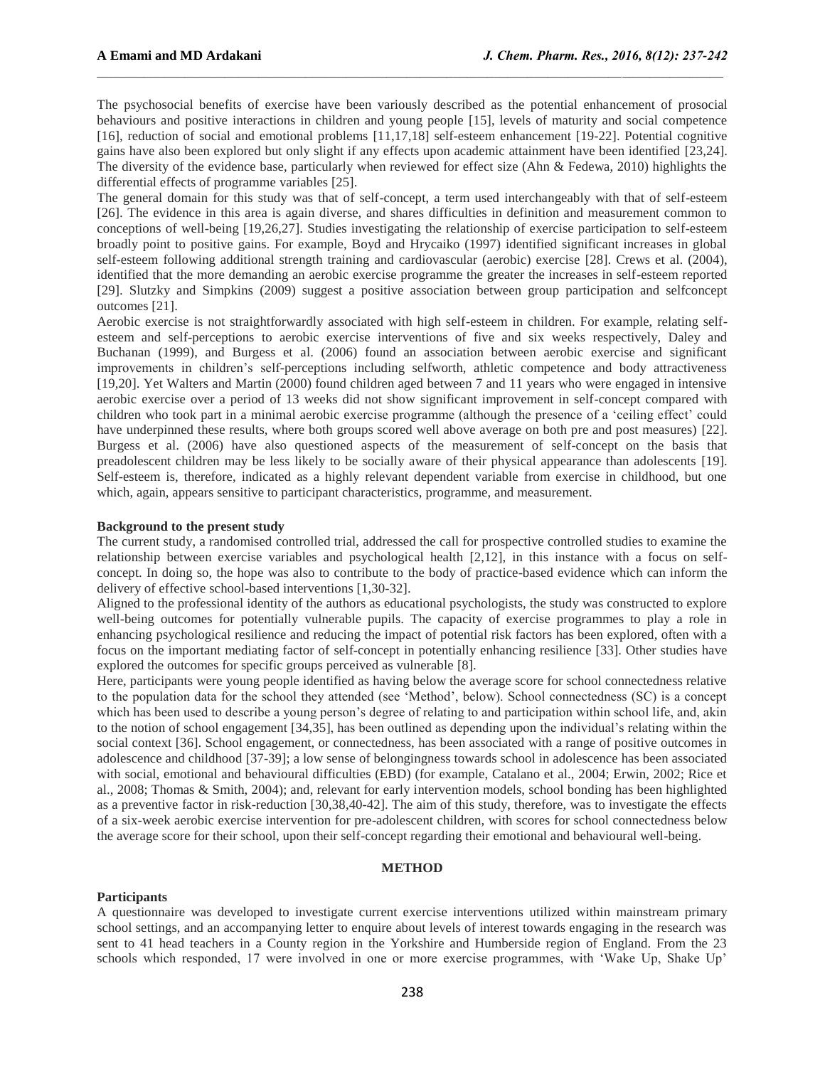The psychosocial benefits of exercise have been variously described as the potential enhancement of prosocial behaviours and positive interactions in children and young people [15], levels of maturity and social competence [16], reduction of social and emotional problems [11,17,18] self-esteem enhancement [19-22]. Potential cognitive gains have also been explored but only slight if any effects upon academic attainment have been identified [23,24]. The diversity of the evidence base, particularly when reviewed for effect size (Ahn & Fedewa, 2010) highlights the differential effects of programme variables [25].

The general domain for this study was that of self-concept, a term used interchangeably with that of self-esteem [26]. The evidence in this area is again diverse, and shares difficulties in definition and measurement common to conceptions of well-being [19,26,27]. Studies investigating the relationship of exercise participation to self-esteem broadly point to positive gains. For example, Boyd and Hrycaiko (1997) identified significant increases in global self-esteem following additional strength training and cardiovascular (aerobic) exercise [28]. Crews et al. (2004), identified that the more demanding an aerobic exercise programme the greater the increases in self-esteem reported [29]. Slutzky and Simpkins (2009) suggest a positive association between group participation and selfconcept outcomes [21].

Aerobic exercise is not straightforwardly associated with high self-esteem in children. For example, relating self-esteem and self-perceptions to aerobic exercise interventions of five and six weeks respectively, Daley and Buchanan (1999), and Burgess et al. (2006) found an association between aerobic exercise and significant improvements in children's self-perceptions including selfworth, athletic competence and body attractiveness [19,20]. Yet Walters and Martin (2000) found children aged between 7 and 11 years who were engaged in intensive aerobic exercise over a period of 13 weeks did not show significant improvement in self-concept compared with children who took part in a minimal aerobic exercise programme (although the presence of a 'ceiling effect' could have underpinned these results, where both groups scored well above average on both pre and post measures) [22]. Burgess et al. (2006) have also questioned aspects of the measurement of self-concept on the basis that preadolescent children may be less likely to be socially aware of their physical appearance than adolescents [19]. Self-esteem is, therefore, indicated as a highly relevant dependent variable from exercise in childhood, but one which, again, appears sensitive to participant characteristics, programme, and measurement.

**Background to the present study**

The current study, a randomised controlled trial, addressed the call for prospective controlled studies to examine the relationship between exercise variables and psychological health [2,12], in this instance with a focus on self-concept. In doing so, the hope was also to contribute to the body of practice-based evidence which can inform the delivery of effective school-based interventions [1,30-32].

Aligned to the professional identity of the authors as educational psychologists, the study was constructed to explore well-being outcomes for potentially vulnerable pupils. The capacity of exercise programmes to play a role in enhancing psychological resilience and reducing the impact of potential risk factors has been explored, often with a focus on the important mediating factor of self-concept in potentially enhancing resilience [33]. Other studies have explored the outcomes for specific groups perceived as vulnerable [8].

Here, participants were young people identified as having below the average score for school connectedness relative to the population data for the school they attended (see 'Method', below). School connectedness (SC) is a concept which has been used to describe a young person's degree of relating to and participation within school life, and, akin to the notion of school engagement [34,35], has been outlined as depending upon the individual's relating within the social context [36]. School engagement, or connectedness, has been associated with a range of positive outcomes in adolescence and childhood [37-39]; a low sense of belongingness towards school in adolescence has been associated with social, emotional and behavioural difficulties (EBD) (for example, Catalano et al., 2004; Erwin, 2002; Rice et al., 2008; Thomas & Smith, 2004); and, relevant for early intervention models, school bonding has been highlighted as a preventive factor in risk-reduction [30,38,40-42]. The aim of this study, therefore, was to investigate the effects of a six-week aerobic exercise intervention for pre-adolescent children, with scores for school connectedness below the average score for their school, upon their self-concept regarding their emotional and behavioural well-being.

## METHOD

**Participants**

A questionnaire was developed to investigate current exercise interventions utilized within mainstream primary school settings, and an accompanying letter to enquire about levels of interest towards engaging in the research was sent to 41 head teachers in a County region in the Yorkshire and Humberside region of England. From the 23 schools which responded, 17 were involved in one or more exercise programmes, with 'Wake Up, Shake Up'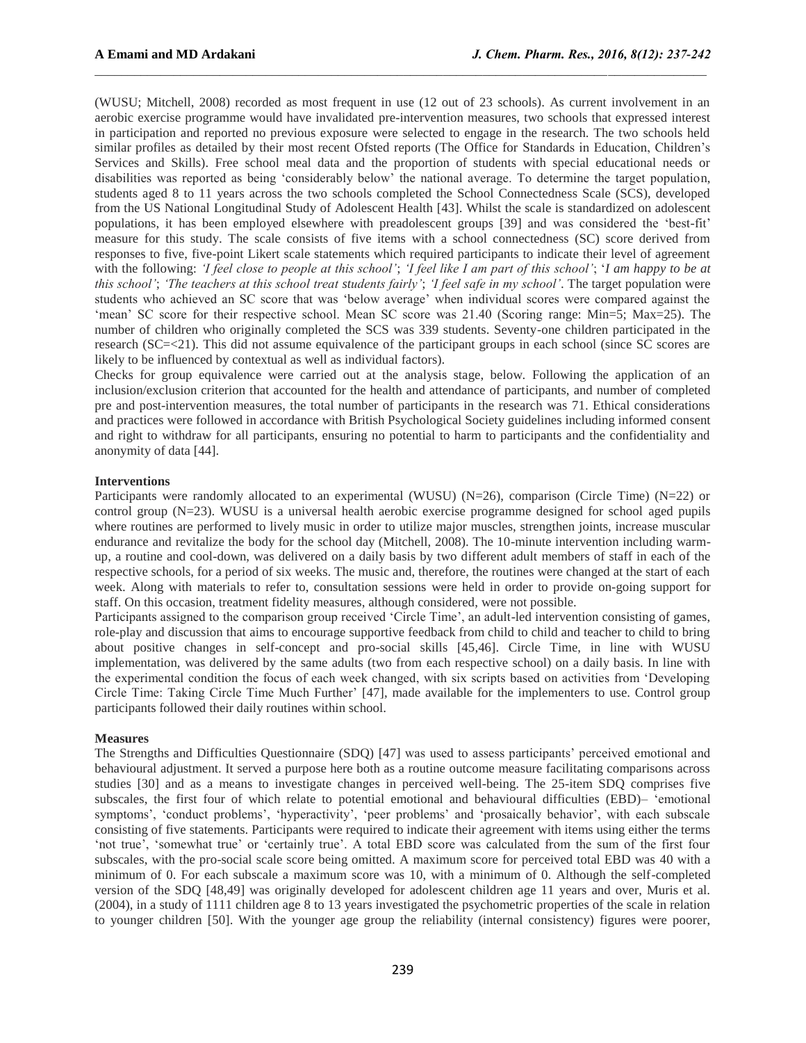(WUSU; Mitchell, 2008) recorded as most frequent in use (12 out of 23 schools). As current involvement in an aerobic exercise programme would have invalidated pre-intervention measures, two schools that expressed interest in participation and reported no previous exposure were selected to engage in the research. The two schools held similar profiles as detailed by their most recent Ofsted reports (The Office for Standards in Education, Children's Services and Skills). Free school meal data and the proportion of students with special educational needs or disabilities was reported as being 'considerably below' the national average. To determine the target population, students aged 8 to 11 years across the two schools completed the School Connectedness Scale (SCS), developed from the US National Longitudinal Study of Adolescent Health [43]. Whilst the scale is standardized on adolescent populations, it has been employed elsewhere with preadolescent groups [39] and was considered the 'best-fit' measure for this study. The scale consists of five items with a school connectedness (SC) score derived from responses to five, five-point Likert scale statements which required participants to indicate their level of agreement with the following: *'I feel close to people at this school'*; *'I feel like I am part of this school'*; '*I am happy to be at this school'*; *'The teachers at this school treat students fairly'*; *'I feel safe in my school'*. The target population were students who achieved an SC score that was 'below average' when individual scores were compared against the 'mean' SC score for their respective school. Mean SC score was 21.40 (Scoring range: Min=5; Max=25). The number of children who originally completed the SCS was 339 students. Seventy-one children participated in the research (SC=<21). This did not assume equivalence of the participant groups in each school (since SC scores are likely to be influenced by contextual as well as individual factors).

Checks for group equivalence were carried out at the analysis stage, below. Following the application of an inclusion/exclusion criterion that accounted for the health and attendance of participants, and number of completed pre and post-intervention measures, the total number of participants in the research was 71. Ethical considerations and practices were followed in accordance with British Psychological Society guidelines including informed consent and right to withdraw for all participants, ensuring no potential to harm to participants and the confidentiality and anonymity of data [44].

**Interventions**

Participants were randomly allocated to an experimental (WUSU) (N=26), comparison (Circle Time) (N=22) or control group (N=23). WUSU is a universal health aerobic exercise programme designed for school aged pupils where routines are performed to lively music in order to utilize major muscles, strengthen joints, increase muscular endurance and revitalize the body for the school day (Mitchell, 2008). The 10-minute intervention including warm-up, a routine and cool-down, was delivered on a daily basis by two different adult members of staff in each of the respective schools, for a period of six weeks. The music and, therefore, the routines were changed at the start of each week. Along with materials to refer to, consultation sessions were held in order to provide on-going support for staff. On this occasion, treatment fidelity measures, although considered, were not possible.

Participants assigned to the comparison group received 'Circle Time', an adult-led intervention consisting of games, role-play and discussion that aims to encourage supportive feedback from child to child and teacher to child to bring about positive changes in self-concept and pro-social skills [45,46]. Circle Time, in line with WUSU implementation, was delivered by the same adults (two from each respective school) on a daily basis. In line with the experimental condition the focus of each week changed, with six scripts based on activities from 'Developing Circle Time: Taking Circle Time Much Further' [47], made available for the implementers to use. Control group participants followed their daily routines within school.

**Measures**

The Strengths and Difficulties Questionnaire (SDQ) [47] was used to assess participants' perceived emotional and behavioural adjustment. It served a purpose here both as a routine outcome measure facilitating comparisons across studies [30] and as a means to investigate changes in perceived well-being. The 25-item SDQ comprises five subscales, the first four of which relate to potential emotional and behavioural difficulties (EBD)– 'emotional symptoms', 'conduct problems', 'hyperactivity', 'peer problems' and 'prosaically behavior', with each subscale consisting of five statements. Participants were required to indicate their agreement with items using either the terms 'not true', 'somewhat true' or 'certainly true'. A total EBD score was calculated from the sum of the first four subscales, with the pro-social scale score being omitted. A maximum score for perceived total EBD was 40 with a minimum of 0. For each subscale a maximum score was 10, with a minimum of 0. Although the self-completed version of the SDQ [48,49] was originally developed for adolescent children age 11 years and over, Muris et al. (2004), in a study of 1111 children age 8 to 13 years investigated the psychometric properties of the scale in relation to younger children [50]. With the younger age group the reliability (internal consistency) figures were poorer,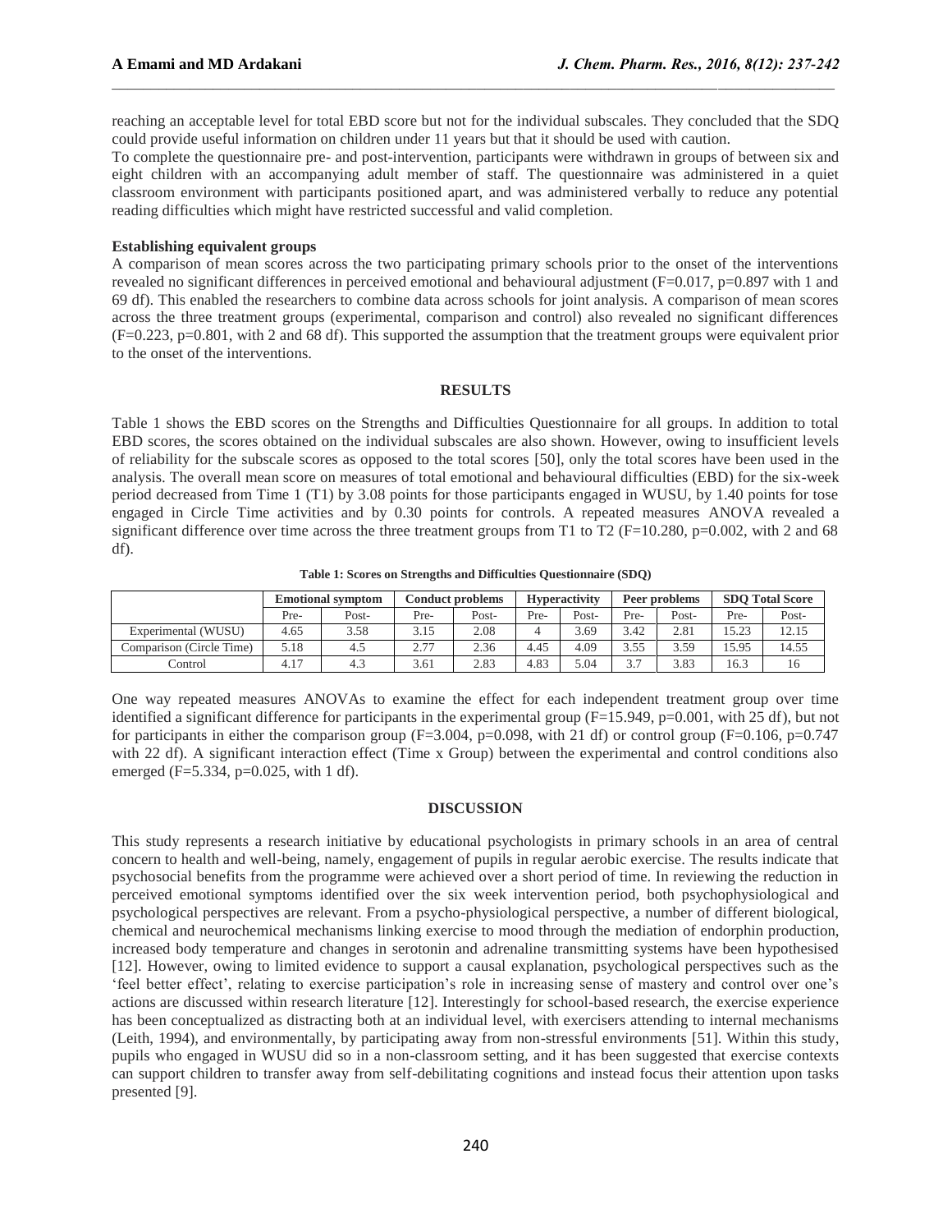reaching an acceptable level for total EBD score but not for the individual subscales. They concluded that the SDQ could provide useful information on children under 11 years but that it should be used with caution.

To complete the questionnaire pre- and post-intervention, participants were withdrawn in groups of between six and eight children with an accompanying adult member of staff. The questionnaire was administered in a quiet classroom environment with participants positioned apart, and was administered verbally to reduce any potential reading difficulties which might have restricted successful and valid completion.

**Establishing equivalent groups**

A comparison of mean scores across the two participating primary schools prior to the onset of the interventions revealed no significant differences in perceived emotional and behavioural adjustment ($F=0.017$, $p=0.897$ with 1 and 69 df). This enabled the researchers to combine data across schools for joint analysis. A comparison of mean scores across the three treatment groups (experimental, comparison and control) also revealed no significant differences ($F=0.223$, $p=0.801$, with 2 and 68 df). This supported the assumption that the treatment groups were equivalent prior to the onset of the interventions.

## RESULTS

Table 1 shows the EBD scores on the Strengths and Difficulties Questionnaire for all groups. In addition to total EBD scores, the scores obtained on the individual subscales are also shown. However, owing to insufficient levels of reliability for the subscale scores as opposed to the total scores [50], only the total scores have been used in the analysis. The overall mean score on measures of total emotional and behavioural difficulties (EBD) for the six-week period decreased from Time 1 (T1) by 3.08 points for those participants engaged in WUSU, by 1.40 points for tose engaged in Circle Time activities and by 0.30 points for controls. A repeated measures ANOVA revealed a significant difference over time across the three treatment groups from T1 to T2 ($F=10.280$, $p=0.002$, with 2 and 68 df).

**Table 1: Scores on Strengths and Difficulties Questionnaire (SDQ)**

| | Emotional symptom | | Conduct problems | | Hyperactivity | | Peer problems | | SDQ Total Score | |
|---|---|---|---|---|---|---|---|---|---|---|
| | Pre- | Post- | Pre- | Post- | Pre- | Post- | Pre- | Post- | Pre- | Post- |
| Experimental (WUSU) | 4.65 | 3.58 | 3.15 | 2.08 | 4 | 3.69 | 3.42 | 2.81 | 15.23 | 12.15 |
| Comparison (Circle Time) | 5.18 | 4.5 | 2.77 | 2.36 | 4.45 | 4.09 | 3.55 | 3.59 | 15.95 | 14.55 |
| Control | 4.17 | 4.3 | 3.61 | 2.83 | 4.83 | 5.04 | 3.7 | 3.83 | 16.3 | 16 |

One way repeated measures ANOVAs to examine the effect for each independent treatment group over time identified a significant difference for participants in the experimental group ($F=15.949$, $p=0.001$, with 25 df), but not for participants in either the comparison group ($F=3.004$, $p=0.098$, with 21 df) or control group ($F=0.106$, $p=0.747$ with 22 df). A significant interaction effect (Time x Group) between the experimental and control conditions also emerged ($F=5.334$, $p=0.025$, with 1 df).

## DISCUSSION

This study represents a research initiative by educational psychologists in primary schools in an area of central concern to health and well-being, namely, engagement of pupils in regular aerobic exercise. The results indicate that psychosocial benefits from the programme were achieved over a short period of time. In reviewing the reduction in perceived emotional symptoms identified over the six week intervention period, both psychophysiological and psychological perspectives are relevant. From a psycho-physiological perspective, a number of different biological, chemical and neurochemical mechanisms linking exercise to mood through the mediation of endorphin production, increased body temperature and changes in serotonin and adrenaline transmitting systems have been hypothesised [12]. However, owing to limited evidence to support a causal explanation, psychological perspectives such as the 'feel better effect', relating to exercise participation's role in increasing sense of mastery and control over one's actions are discussed within research literature [12]. Interestingly for school-based research, the exercise experience has been conceptualized as distracting both at an individual level, with exercisers attending to internal mechanisms (Leith, 1994), and environmentally, by participating away from non-stressful environments [51]. Within this study, pupils who engaged in WUSU did so in a non-classroom setting, and it has been suggested that exercise contexts can support children to transfer away from self-debilitating cognitions and instead focus their attention upon tasks presented [9].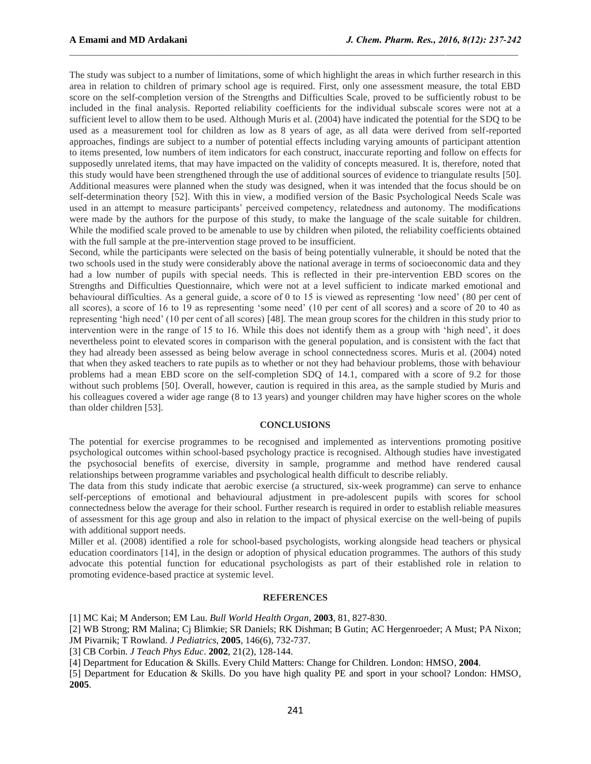The study was subject to a number of limitations, some of which highlight the areas in which further research in this area in relation to children of primary school age is required. First, only one assessment measure, the total EBD score on the self-completion version of the Strengths and Difficulties Scale, proved to be sufficiently robust to be included in the final analysis. Reported reliability coefficients for the individual subscale scores were not at a sufficient level to allow them to be used. Although Muris et al. (2004) have indicated the potential for the SDQ to be used as a measurement tool for children as low as 8 years of age, as all data were derived from self-reported approaches, findings are subject to a number of potential effects including varying amounts of participant attention to items presented, low numbers of item indicators for each construct, inaccurate reporting and follow on effects for supposedly unrelated items, that may have impacted on the validity of concepts measured. It is, therefore, noted that this study would have been strengthened through the use of additional sources of evidence to triangulate results [50]. Additional measures were planned when the study was designed, when it was intended that the focus should be on self-determination theory [52]. With this in view, a modified version of the Basic Psychological Needs Scale was used in an attempt to measure participants' perceived competency, relatedness and autonomy. The modifications were made by the authors for the purpose of this study, to make the language of the scale suitable for children. While the modified scale proved to be amenable to use by children when piloted, the reliability coefficients obtained with the full sample at the pre-intervention stage proved to be insufficient.

Second, while the participants were selected on the basis of being potentially vulnerable, it should be noted that the two schools used in the study were considerably above the national average in terms of socioeconomic data and they had a low number of pupils with special needs. This is reflected in their pre-intervention EBD scores on the Strengths and Difficulties Questionnaire, which were not at a level sufficient to indicate marked emotional and behavioural difficulties. As a general guide, a score of 0 to 15 is viewed as representing 'low need' (80 per cent of all scores), a score of 16 to 19 as representing 'some need' (10 per cent of all scores) and a score of 20 to 40 as representing 'high need' (10 per cent of all scores) [48]. The mean group scores for the children in this study prior to intervention were in the range of 15 to 16. While this does not identify them as a group with 'high need', it does nevertheless point to elevated scores in comparison with the general population, and is consistent with the fact that they had already been assessed as being below average in school connectedness scores. Muris et al. (2004) noted that when they asked teachers to rate pupils as to whether or not they had behaviour problems, those with behaviour problems had a mean EBD score on the self-completion SDQ of 14.1, compared with a score of 9.2 for those without such problems [50]. Overall, however, caution is required in this area, as the sample studied by Muris and his colleagues covered a wider age range (8 to 13 years) and younger children may have higher scores on the whole than older children [53].

## CONCLUSIONS

The potential for exercise programmes to be recognised and implemented as interventions promoting positive psychological outcomes within school-based psychology practice is recognised. Although studies have investigated the psychosocial benefits of exercise, diversity in sample, programme and method have rendered causal relationships between programme variables and psychological health difficult to describe reliably.

The data from this study indicate that aerobic exercise (a structured, six-week programme) can serve to enhance self-perceptions of emotional and behavioural adjustment in pre-adolescent pupils with scores for school connectedness below the average for their school. Further research is required in order to establish reliable measures of assessment for this age group and also in relation to the impact of physical exercise on the well-being of pupils with additional support needs.

Miller et al. (2008) identified a role for school-based psychologists, working alongside head teachers or physical education coordinators [14], in the design or adoption of physical education programmes. The authors of this study advocate this potential function for educational psychologists as part of their established role in relation to promoting evidence-based practice at systemic level.

## REFERENCES

[1] MC Kai; M Anderson; EM Lau. *Bull World Health Organ*, **2003**, 81, 827-830.

[2] WB Strong; RM Malina; Cj Blimkie; SR Daniels; RK Dishman; B Gutin; AC Hergenroeder; A Must; PA Nixon; JM Pivarnik; T Rowland. *J Pediatrics*, **2005**, 146(6), 732-737.

[3] CB Corbin. *J Teach Phys Educ*. **2002**, 21(2), 128-144.

[4] Department for Education & Skills. Every Child Matters: Change for Children. London: HMSO, **2004**.

[5] Department for Education & Skills. Do you have high quality PE and sport in your school? London: HMSO, **2005**.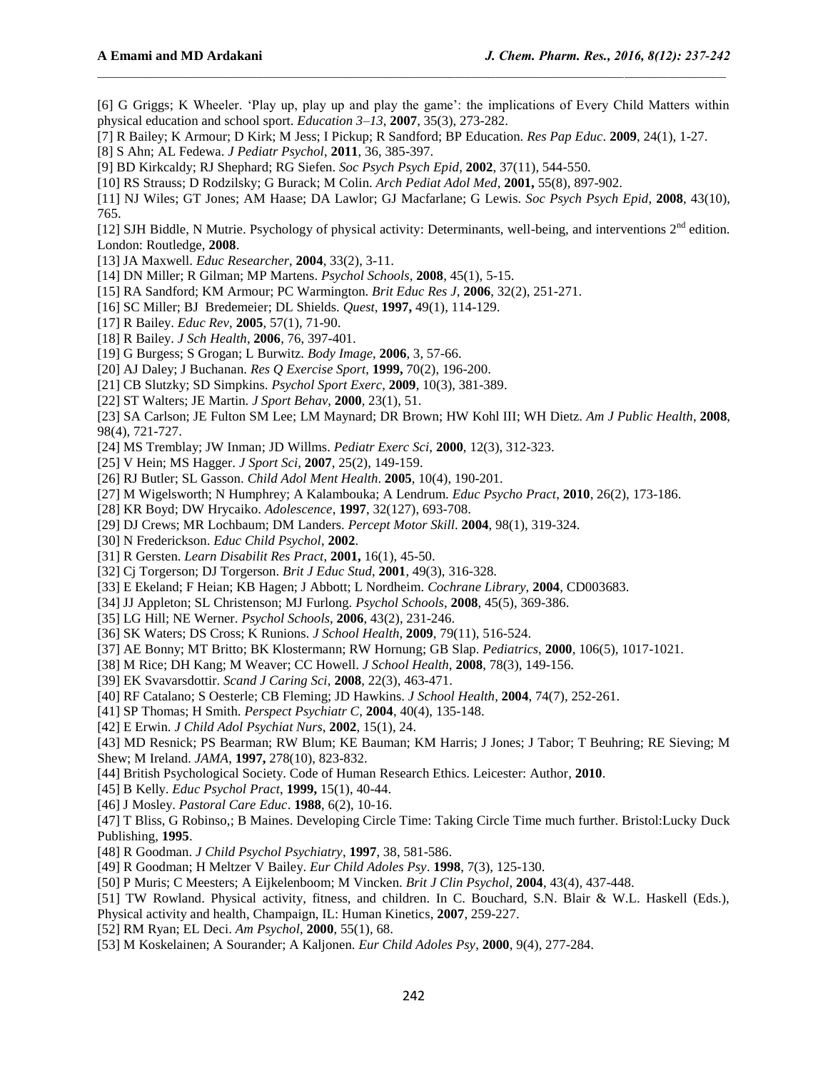[6] G Griggs; K Wheeler. 'Play up, play up and play the game': the implications of Every Child Matters within physical education and school sport. *Education 3–13*, **2007**, 35(3), 273-282.

[7] R Bailey; K Armour; D Kirk; M Jess; I Pickup; R Sandford; BP Education. *Res Pap Educ*. **2009**, 24(1), 1-27.

[8] S Ahn; AL Fedewa. *J Pediatr Psychol*, **2011**, 36, 385-397.

[9] BD Kirkcaldy; RJ Shephard; RG Siefen. *Soc Psych Psych Epid*, **2002**, 37(11), 544-550.

[10] RS Strauss; D Rodzilsky; G Burack; M Colin. *Arch Pediat Adol Med*, **2001,** 55(8), 897-902.

[11] NJ Wiles; GT Jones; AM Haase; DA Lawlor; GJ Macfarlane; G Lewis. *Soc Psych Psych Epid*, **2008**, 43(10), 765.

[12] SJH Biddle, N Mutrie. Psychology of physical activity: Determinants, well-being, and interventions 2nd edition. London: Routledge, **2008**.

[13] JA Maxwell. *Educ Researcher*, **2004**, 33(2), 3-11.

[14] DN Miller; R Gilman; MP Martens. *Psychol Schools*, **2008**, 45(1), 5-15.

[15] RA Sandford; KM Armour; PC Warmington. *Brit Educ Res J*, **2006**, 32(2), 251-271.

[16] SC Miller; BJ Bredemeier; DL Shields. *Quest*, **1997,** 49(1), 114-129.

[17] R Bailey. *Educ Rev*, **2005**, 57(1), 71-90.

[18] R Bailey. *J Sch Health*, **2006**, 76, 397-401.

[19] G Burgess; S Grogan; L Burwitz. *Body Image*, **2006**, 3, 57-66.

[20] AJ Daley; J Buchanan. *Res Q Exercise Sport*, **1999,** 70(2), 196-200.

[21] CB Slutzky; SD Simpkins. *Psychol Sport Exerc*, **2009**, 10(3), 381-389.

[22] ST Walters; JE Martin. *J Sport Behav*, **2000**, 23(1), 51.

[23] SA Carlson; JE Fulton SM Lee; LM Maynard; DR Brown; HW Kohl III; WH Dietz. *Am J Public Health*, **2008**, 98(4), 721-727.

[24] MS Tremblay; JW Inman; JD Willms. *Pediatr Exerc Sci*, **2000**, 12(3), 312-323.

[25] V Hein; MS Hagger. *J Sport Sci*, **2007**, 25(2), 149-159.

[26] RJ Butler; SL Gasson. *Child Adol Ment Health*. **2005**, 10(4), 190-201.

[27] M Wigelsworth; N Humphrey; A Kalambouka; A Lendrum. *Educ Psycho Pract*, **2010**, 26(2), 173-186.

[28] KR Boyd; DW Hrycaiko. *Adolescence*, **1997**, 32(127), 693-708.

[29] DJ Crews; MR Lochbaum; DM Landers. *Percept Motor Skill*. **2004**, 98(1), 319-324.

[30] N Frederickson. *Educ Child Psychol*, **2002**.

[31] R Gersten. *Learn Disabilit Res Pract*, **2001,** 16(1), 45-50.

[32] Cj Torgerson; DJ Torgerson. *Brit J Educ Stud*, **2001**, 49(3), 316-328.

[33] E Ekeland; F Heian; KB Hagen; J Abbott; L Nordheim. *Cochrane Library*, **2004**, CD003683.

[34] JJ Appleton; SL Christenson; MJ Furlong. *Psychol Schools*, **2008**, 45(5), 369-386.

[35] LG Hill; NE Werner. *Psychol Schools*, **2006**, 43(2), 231-246.

[36] SK Waters; DS Cross; K Runions. *J School Health*, **2009**, 79(11), 516-524.

[37] AE Bonny; MT Britto; BK Klostermann; RW Hornung; GB Slap. *Pediatrics*, **2000**, 106(5), 1017-1021.

[38] M Rice; DH Kang; M Weaver; CC Howell. *J School Health*, **2008**, 78(3), 149-156.

[39] EK Svavarsdottir. *Scand J Caring Sci*, **2008**, 22(3), 463-471.

[40] RF Catalano; S Oesterle; CB Fleming; JD Hawkins. *J School Health*, **2004**, 74(7), 252-261.

[41] SP Thomas; H Smith. *Perspect Psychiatr C*, **2004**, 40(4), 135-148.

[42] E Erwin. *J Child Adol Psychiat Nurs*, **2002**, 15(1), 24.

[43] MD Resnick; PS Bearman; RW Blum; KE Bauman; KM Harris; J Jones; J Tabor; T Beuhring; RE Sieving; M Shew; M Ireland. *JAMA*, **1997,** 278(10), 823-832.

[44] British Psychological Society. Code of Human Research Ethics. Leicester: Author, **2010**.

[45] B Kelly. *Educ Psychol Pract*, **1999,** 15(1), 40-44.

[46] J Mosley. *Pastoral Care Educ*. **1988**, 6(2), 10-16.

[47] T Bliss, G Robinso,; B Maines. Developing Circle Time: Taking Circle Time much further. Bristol:Lucky Duck Publishing, **1995**.

[48] R Goodman. *J Child Psychol Psychiatry*, **1997**, 38, 581-586.

[49] R Goodman; H Meltzer V Bailey. *Eur Child Adoles Psy*. **1998**, 7(3), 125-130.

[50] P Muris; C Meesters; A Eijkelenboom; M Vincken. *Brit J Clin Psychol*, **2004**, 43(4), 437-448.

[51] TW Rowland. Physical activity, fitness, and children. In C. Bouchard, S.N. Blair & W.L. Haskell (Eds.), Physical activity and health, Champaign, IL: Human Kinetics, **2007**, 259-227.

[52] RM Ryan; EL Deci. *Am Psychol*, **2000**, 55(1), 68.

[53] M Koskelainen; A Sourander; A Kaljonen. *Eur Child Adoles Psy*, **2000**, 9(4), 277-284.